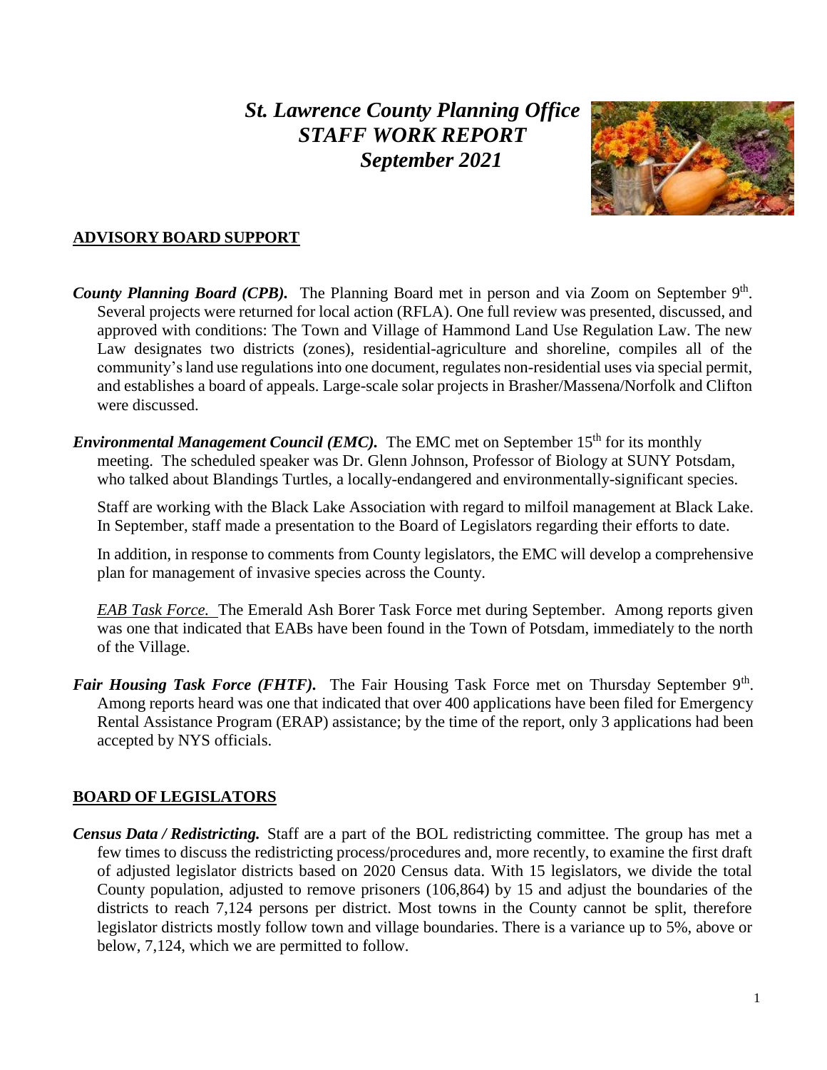# *St. Lawrence County Planning Office*
# *STAFF WORK REPORT*
# *September 2021*

## ADVISORY BOARD SUPPORT

***County Planning Board (CPB).*** The Planning Board met in person and via Zoom on September 9th. Several projects were returned for local action (RFLA). One full review was presented, discussed, and approved with conditions: The Town and Village of Hammond Land Use Regulation Law. The new Law designates two districts (zones), residential-agriculture and shoreline, compiles all of the community's land use regulations into one document, regulates non-residential uses via special permit, and establishes a board of appeals. Large-scale solar projects in Brasher/Massena/Norfolk and Clifton were discussed.

***Environmental Management Council (EMC).*** The EMC met on September 15th for its monthly meeting. The scheduled speaker was Dr. Glenn Johnson, Professor of Biology at SUNY Potsdam, who talked about Blandings Turtles, a locally-endangered and environmentally-significant species.

Staff are working with the Black Lake Association with regard to milfoil management at Black Lake. In September, staff made a presentation to the Board of Legislators regarding their efforts to date.

In addition, in response to comments from County legislators, the EMC will develop a comprehensive plan for management of invasive species across the County.

*EAB Task Force.* The Emerald Ash Borer Task Force met during September. Among reports given was one that indicated that EABs have been found in the Town of Potsdam, immediately to the north of the Village.

***Fair Housing Task Force (FHTF).*** The Fair Housing Task Force met on Thursday September 9th. Among reports heard was one that indicated that over 400 applications have been filed for Emergency Rental Assistance Program (ERAP) assistance; by the time of the report, only 3 applications had been accepted by NYS officials.

## BOARD OF LEGISLATORS

***Census Data / Redistricting.*** Staff are a part of the BOL redistricting committee. The group has met a few times to discuss the redistricting process/procedures and, more recently, to examine the first draft of adjusted legislator districts based on 2020 Census data. With 15 legislators, we divide the total County population, adjusted to remove prisoners (106,864) by 15 and adjust the boundaries of the districts to reach 7,124 persons per district. Most towns in the County cannot be split, therefore legislator districts mostly follow town and village boundaries. There is a variance up to 5%, above or below, 7,124, which we are permitted to follow.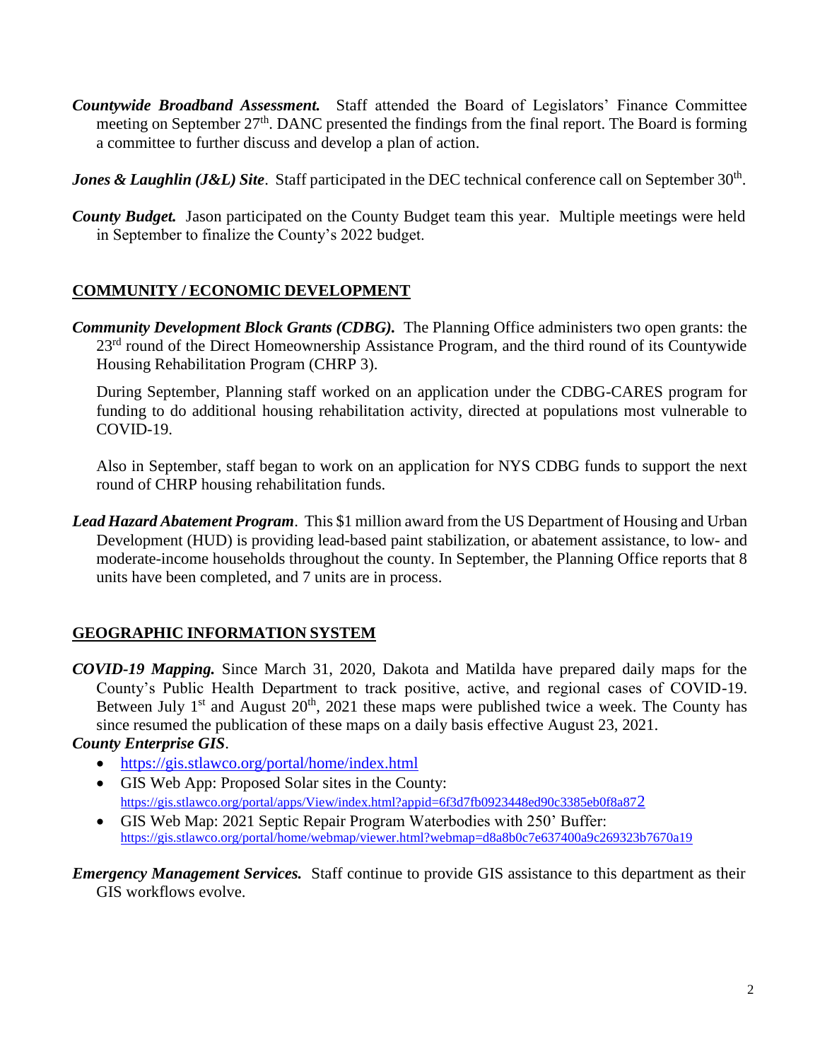***Countywide Broadband Assessment.*** Staff attended the Board of Legislators' Finance Committee meeting on September 27th. DANC presented the findings from the final report. The Board is forming a committee to further discuss and develop a plan of action.

***Jones & Laughlin (J&L) Site***. Staff participated in the DEC technical conference call on September 30th.

***County Budget.*** Jason participated on the County Budget team this year. Multiple meetings were held in September to finalize the County's 2022 budget.

## COMMUNITY / ECONOMIC DEVELOPMENT

***Community Development Block Grants (CDBG).*** The Planning Office administers two open grants: the 23rd round of the Direct Homeownership Assistance Program, and the third round of its Countywide Housing Rehabilitation Program (CHRP 3).

During September, Planning staff worked on an application under the CDBG-CARES program for funding to do additional housing rehabilitation activity, directed at populations most vulnerable to COVID-19.

Also in September, staff began to work on an application for NYS CDBG funds to support the next round of CHRP housing rehabilitation funds.

***Lead Hazard Abatement Program***. This $1 million award from the US Department of Housing and Urban Development (HUD) is providing lead-based paint stabilization, or abatement assistance, to low- and moderate-income households throughout the county. In September, the Planning Office reports that 8 units have been completed, and 7 units are in process.

## GEOGRAPHIC INFORMATION SYSTEM

***COVID-19 Mapping.*** Since March 31, 2020, Dakota and Matilda have prepared daily maps for the County's Public Health Department to track positive, active, and regional cases of COVID-19. Between July 1st and August 20th, 2021 these maps were published twice a week. The County has since resumed the publication of these maps on a daily basis effective August 23, 2021.

***County Enterprise GIS***.

- https://gis.stlawco.org/portal/home/index.html
- GIS Web App: Proposed Solar sites in the County: https://gis.stlawco.org/portal/apps/View/index.html?appid=6f3d7fb0923448ed90c3385eb0f8a872
- GIS Web Map: 2021 Septic Repair Program Waterbodies with 250' Buffer: https://gis.stlawco.org/portal/home/webmap/viewer.html?webmap=d8a8b0c7e637400a9c269323b7670a19

***Emergency Management Services.*** Staff continue to provide GIS assistance to this department as their GIS workflows evolve.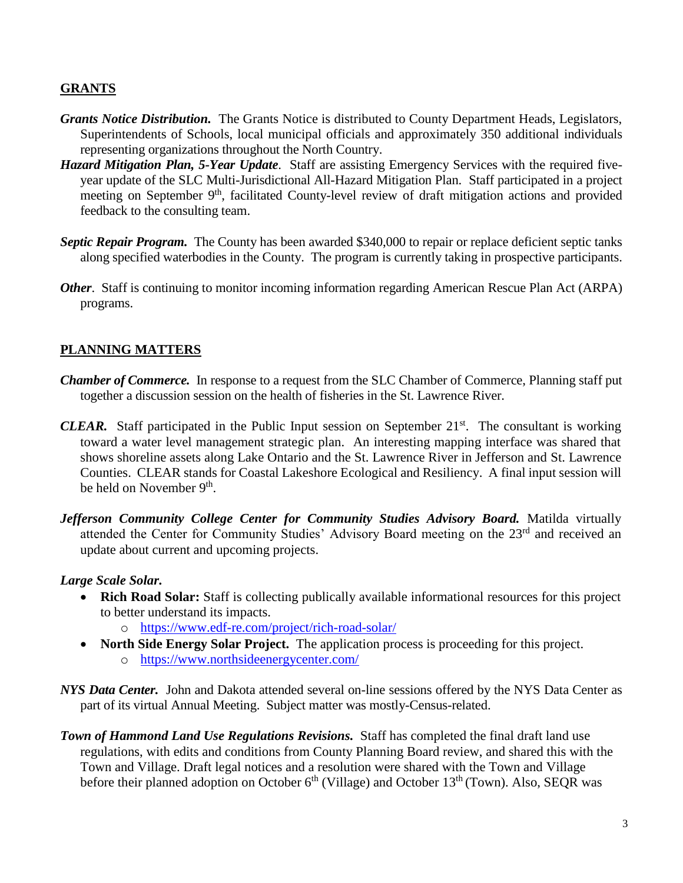## GRANTS

***Grants Notice Distribution.*** The Grants Notice is distributed to County Department Heads, Legislators, Superintendents of Schools, local municipal officials and approximately 350 additional individuals representing organizations throughout the North Country.

***Hazard Mitigation Plan, 5-Year Update***. Staff are assisting Emergency Services with the required five-year update of the SLC Multi-Jurisdictional All-Hazard Mitigation Plan. Staff participated in a project meeting on September 9th, facilitated County-level review of draft mitigation actions and provided feedback to the consulting team.

***Septic Repair Program.*** The County has been awarded $340,000 to repair or replace deficient septic tanks along specified waterbodies in the County. The program is currently taking in prospective participants.

***Other***. Staff is continuing to monitor incoming information regarding American Rescue Plan Act (ARPA) programs.

## PLANNING MATTERS

***Chamber of Commerce.*** In response to a request from the SLC Chamber of Commerce, Planning staff put together a discussion session on the health of fisheries in the St. Lawrence River.

***CLEAR.*** Staff participated in the Public Input session on September 21st. The consultant is working toward a water level management strategic plan. An interesting mapping interface was shared that shows shoreline assets along Lake Ontario and the St. Lawrence River in Jefferson and St. Lawrence Counties. CLEAR stands for Coastal Lakeshore Ecological and Resiliency. A final input session will be held on November 9th.

***Jefferson Community College Center for Community Studies Advisory Board.*** Matilda virtually attended the Center for Community Studies' Advisory Board meeting on the 23rd and received an update about current and upcoming projects.

***Large Scale Solar.***

- **Rich Road Solar:** Staff is collecting publically available informational resources for this project to better understand its impacts.
  - https://www.edf-re.com/project/rich-road-solar/
- **North Side Energy Solar Project.** The application process is proceeding for this project.
  - https://www.northsideenergycenter.com/

***NYS Data Center.*** John and Dakota attended several on-line sessions offered by the NYS Data Center as part of its virtual Annual Meeting. Subject matter was mostly-Census-related.

***Town of Hammond Land Use Regulations Revisions.*** Staff has completed the final draft land use regulations, with edits and conditions from County Planning Board review, and shared this with the Town and Village. Draft legal notices and a resolution were shared with the Town and Village before their planned adoption on October 6th (Village) and October 13th (Town). Also, SEQR was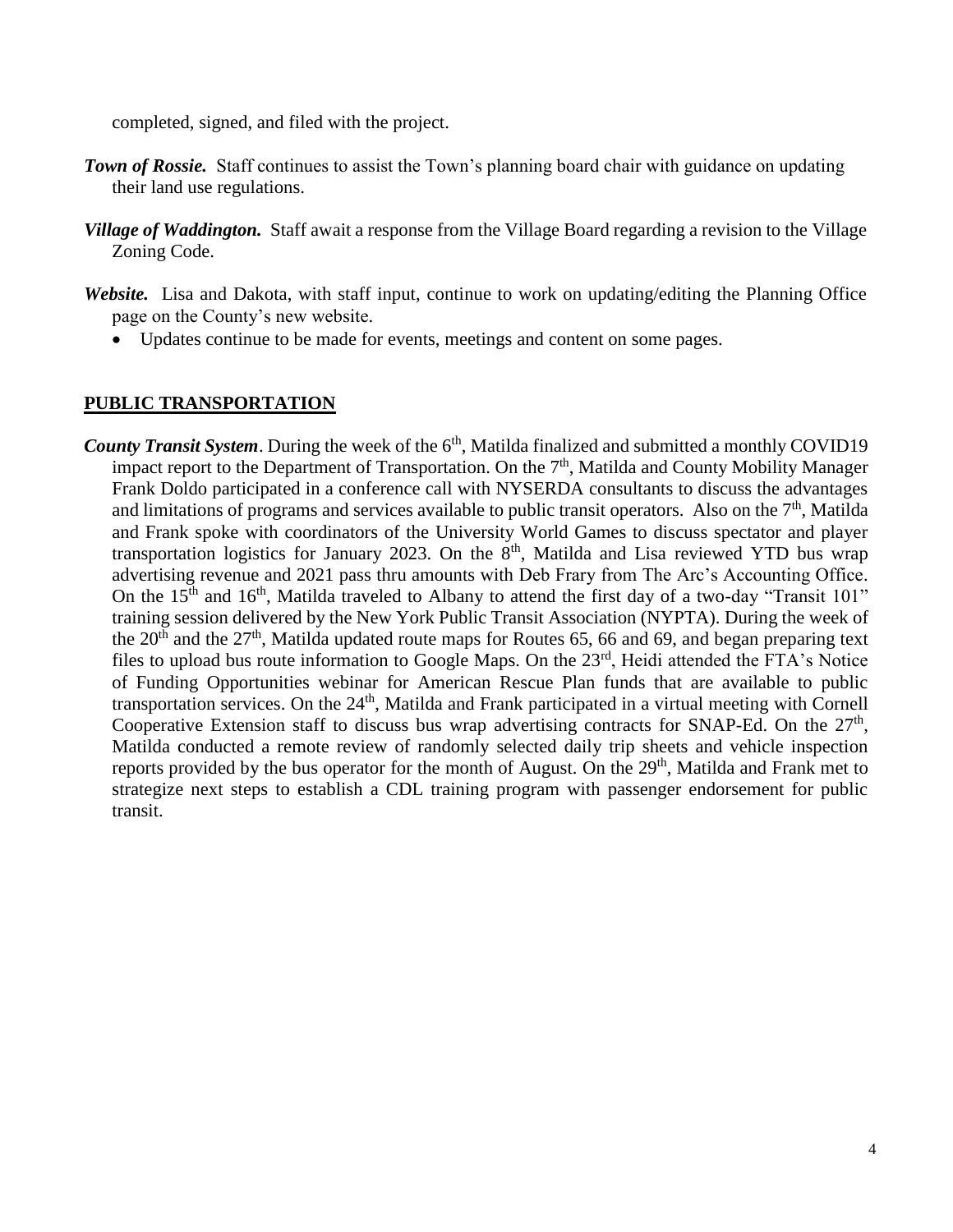completed, signed, and filed with the project.

***Town of Rossie.*** Staff continues to assist the Town's planning board chair with guidance on updating their land use regulations.

***Village of Waddington.*** Staff await a response from the Village Board regarding a revision to the Village Zoning Code.

***Website.*** Lisa and Dakota, with staff input, continue to work on updating/editing the Planning Office page on the County's new website.

- Updates continue to be made for events, meetings and content on some pages.

## PUBLIC TRANSPORTATION

***County Transit System***. During the week of the 6th, Matilda finalized and submitted a monthly COVID19 impact report to the Department of Transportation. On the 7th, Matilda and County Mobility Manager Frank Doldo participated in a conference call with NYSERDA consultants to discuss the advantages and limitations of programs and services available to public transit operators. Also on the 7th, Matilda and Frank spoke with coordinators of the University World Games to discuss spectator and player transportation logistics for January 2023. On the 8th, Matilda and Lisa reviewed YTD bus wrap advertising revenue and 2021 pass thru amounts with Deb Frary from The Arc's Accounting Office. On the 15th and 16th, Matilda traveled to Albany to attend the first day of a two-day "Transit 101" training session delivered by the New York Public Transit Association (NYPTA). During the week of the 20th and the 27th, Matilda updated route maps for Routes 65, 66 and 69, and began preparing text files to upload bus route information to Google Maps. On the 23rd, Heidi attended the FTA's Notice of Funding Opportunities webinar for American Rescue Plan funds that are available to public transportation services. On the 24th, Matilda and Frank participated in a virtual meeting with Cornell Cooperative Extension staff to discuss bus wrap advertising contracts for SNAP-Ed. On the 27th, Matilda conducted a remote review of randomly selected daily trip sheets and vehicle inspection reports provided by the bus operator for the month of August. On the 29th, Matilda and Frank met to strategize next steps to establish a CDL training program with passenger endorsement for public transit.